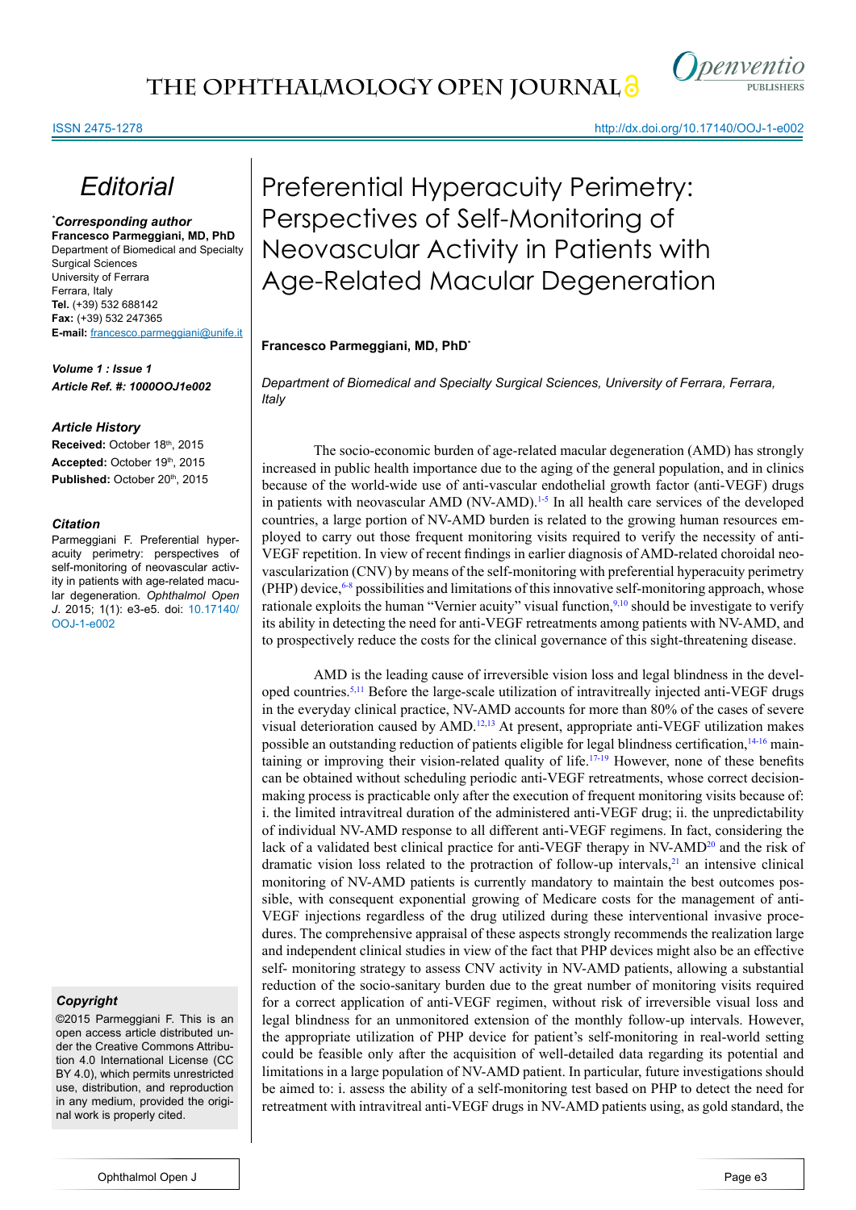# Editorial

***Corresponding author**
**Francesco Parmeggiani, MD, PhD**
Department of Biomedical and Specialty Surgical Sciences
University of Ferrara
Ferrara, Italy
**Tel.** (+39) 532 688142
**Fax:** (+39) 532 247365
**E-mail:** francesco.parmeggiani@unife.it

***Volume 1 : Issue 1***
***Article Ref. #: 1000OOJ1e002***

### Article History

**Received:** October 18th, 2015
**Accepted:** October 19th, 2015
**Published:** October 20th, 2015

### Citation

Parmeggiani F. Preferential hyperacuity perimetry: perspectives of self-monitoring of neovascular activity in patients with age-related macular degeneration. *Ophthalmol Open J.* 2015; 1(1): e3-e5. doi: 10.17140/OOJ-1-e002

### Copyright

©2015 Parmeggiani F. This is an open access article distributed under the Creative Commons Attribution 4.0 International License (CC BY 4.0), which permits unrestricted use, distribution, and reproduction in any medium, provided the original work is properly cited.

# Preferential Hyperacuity Perimetry: Perspectives of Self-Monitoring of Neovascular Activity in Patients with Age-Related Macular Degeneration

**Francesco Parmeggiani, MD, PhD***

*Department of Biomedical and Specialty Surgical Sciences, University of Ferrara, Ferrara, Italy*

The socio-economic burden of age-related macular degeneration (AMD) has strongly increased in public health importance due to the aging of the general population, and in clinics because of the world-wide use of anti-vascular endothelial growth factor (anti-VEGF) drugs in patients with neovascular AMD (NV-AMD).[1-5] In all health care services of the developed countries, a large portion of NV-AMD burden is related to the growing human resources employed to carry out those frequent monitoring visits required to verify the necessity of anti-VEGF repetition. In view of recent findings in earlier diagnosis of AMD-related choroidal neovascularization (CNV) by means of the self-monitoring with preferential hyperacuity perimetry (PHP) device,[6-8] possibilities and limitations of this innovative self-monitoring approach, whose rationale exploits the human "Vernier acuity" visual function,[9,10] should be investigate to verify its ability in detecting the need for anti-VEGF retreatments among patients with NV-AMD, and to prospectively reduce the costs for the clinical governance of this sight-threatening disease.

AMD is the leading cause of irreversible vision loss and legal blindness in the developed countries.[5,11] Before the large-scale utilization of intravitreally injected anti-VEGF drugs in the everyday clinical practice, NV-AMD accounts for more than 80% of the cases of severe visual deterioration caused by AMD.[12,13] At present, appropriate anti-VEGF utilization makes possible an outstanding reduction of patients eligible for legal blindness certification,[14-16] maintaining or improving their vision-related quality of life.[17-19] However, none of these benefits can be obtained without scheduling periodic anti-VEGF retreatments, whose correct decision-making process is practicable only after the execution of frequent monitoring visits because of: i. the limited intravitreal duration of the administered anti-VEGF drug; ii. the unpredictability of individual NV-AMD response to all different anti-VEGF regimens. In fact, considering the lack of a validated best clinical practice for anti-VEGF therapy in NV-AMD[20] and the risk of dramatic vision loss related to the protraction of follow-up intervals,[21] an intensive clinical monitoring of NV-AMD patients is currently mandatory to maintain the best outcomes possible, with consequent exponential growing of Medicare costs for the management of anti-VEGF injections regardless of the drug utilized during these interventional invasive procedures. The comprehensive appraisal of these aspects strongly recommends the realization large and independent clinical studies in view of the fact that PHP devices might also be an effective self- monitoring strategy to assess CNV activity in NV-AMD patients, allowing a substantial reduction of the socio-sanitary burden due to the great number of monitoring visits required for a correct application of anti-VEGF regimen, without risk of irreversible visual loss and legal blindness for an unmonitored extension of the monthly follow-up intervals. However, the appropriate utilization of PHP device for patient's self-monitoring in real-world setting could be feasible only after the acquisition of well-detailed data regarding its potential and limitations in a large population of NV-AMD patient. In particular, future investigations should be aimed to: i. assess the ability of a self-monitoring test based on PHP to detect the need for retreatment with intravitreal anti-VEGF drugs in NV-AMD patients using, as gold standard, the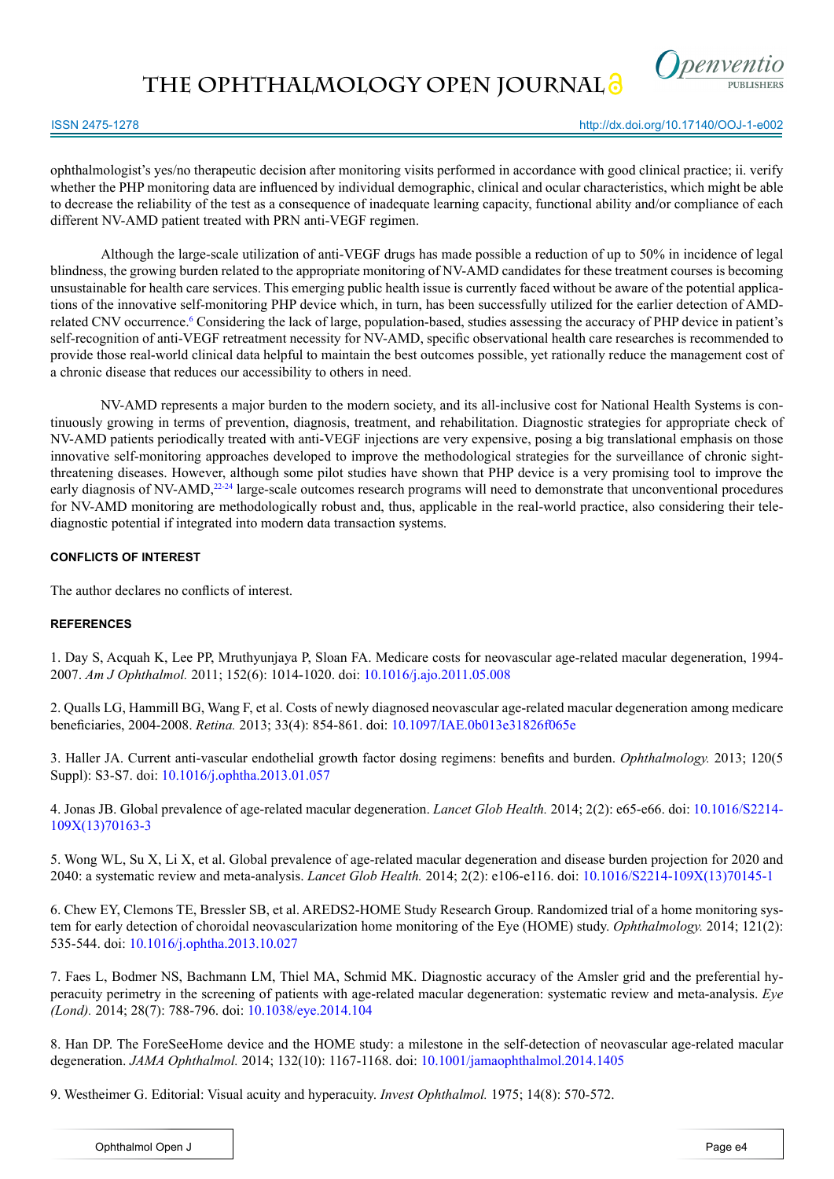ophthalmologist's yes/no therapeutic decision after monitoring visits performed in accordance with good clinical practice; ii. verify whether the PHP monitoring data are influenced by individual demographic, clinical and ocular characteristics, which might be able to decrease the reliability of the test as a consequence of inadequate learning capacity, functional ability and/or compliance of each different NV-AMD patient treated with PRN anti-VEGF regimen.

Although the large-scale utilization of anti-VEGF drugs has made possible a reduction of up to 50% in incidence of legal blindness, the growing burden related to the appropriate monitoring of NV-AMD candidates for these treatment courses is becoming unsustainable for health care services. This emerging public health issue is currently faced without be aware of the potential applications of the innovative self-monitoring PHP device which, in turn, has been successfully utilized for the earlier detection of AMD-related CNV occurrence.[6] Considering the lack of large, population-based, studies assessing the accuracy of PHP device in patient's self-recognition of anti-VEGF retreatment necessity for NV-AMD, specific observational health care researches is recommended to provide those real-world clinical data helpful to maintain the best outcomes possible, yet rationally reduce the management cost of a chronic disease that reduces our accessibility to others in need.

NV-AMD represents a major burden to the modern society, and its all-inclusive cost for National Health Systems is continuously growing in terms of prevention, diagnosis, treatment, and rehabilitation. Diagnostic strategies for appropriate check of NV-AMD patients periodically treated with anti-VEGF injections are very expensive, posing a big translational emphasis on those innovative self-monitoring approaches developed to improve the methodological strategies for the surveillance of chronic sight-threatening diseases. However, although some pilot studies have shown that PHP device is a very promising tool to improve the early diagnosis of NV-AMD,[22-24] large-scale outcomes research programs will need to demonstrate that unconventional procedures for NV-AMD monitoring are methodologically robust and, thus, applicable in the real-world practice, also considering their tele-diagnostic potential if integrated into modern data transaction systems.

## CONFLICTS OF INTEREST

The author declares no conflicts of interest.

## REFERENCES

1. Day S, Acquah K, Lee PP, Mruthyunjaya P, Sloan FA. Medicare costs for neovascular age-related macular degeneration, 1994-2007. *Am J Ophthalmol.* 2011; 152(6): 1014-1020. doi: 10.1016/j.ajo.2011.05.008

2. Qualls LG, Hammill BG, Wang F, et al. Costs of newly diagnosed neovascular age-related macular degeneration among medicare beneficiaries, 2004-2008. *Retina.* 2013; 33(4): 854-861. doi: 10.1097/IAE.0b013e31826f065e

3. Haller JA. Current anti-vascular endothelial growth factor dosing regimens: benefits and burden. *Ophthalmology.* 2013; 120(5 Suppl): S3-S7. doi: 10.1016/j.ophtha.2013.01.057

4. Jonas JB. Global prevalence of age-related macular degeneration. *Lancet Glob Health.* 2014; 2(2): e65-e66. doi: 10.1016/S2214-109X(13)70163-3

5. Wong WL, Su X, Li X, et al. Global prevalence of age-related macular degeneration and disease burden projection for 2020 and 2040: a systematic review and meta-analysis. *Lancet Glob Health.* 2014; 2(2): e106-e116. doi: 10.1016/S2214-109X(13)70145-1

6. Chew EY, Clemons TE, Bressler SB, et al. AREDS2-HOME Study Research Group. Randomized trial of a home monitoring system for early detection of choroidal neovascularization home monitoring of the Eye (HOME) study. *Ophthalmology.* 2014; 121(2): 535-544. doi: 10.1016/j.ophtha.2013.10.027

7. Faes L, Bodmer NS, Bachmann LM, Thiel MA, Schmid MK. Diagnostic accuracy of the Amsler grid and the preferential hyperacuity perimetry in the screening of patients with age-related macular degeneration: systematic review and meta-analysis. *Eye (Lond).* 2014; 28(7): 788-796. doi: 10.1038/eye.2014.104

8. Han DP. The ForeSeeHome device and the HOME study: a milestone in the self-detection of neovascular age-related macular degeneration. *JAMA Ophthalmol.* 2014; 132(10): 1167-1168. doi: 10.1001/jamaophthalmol.2014.1405

9. Westheimer G. Editorial: Visual acuity and hyperacuity. *Invest Ophthalmol.* 1975; 14(8): 570-572.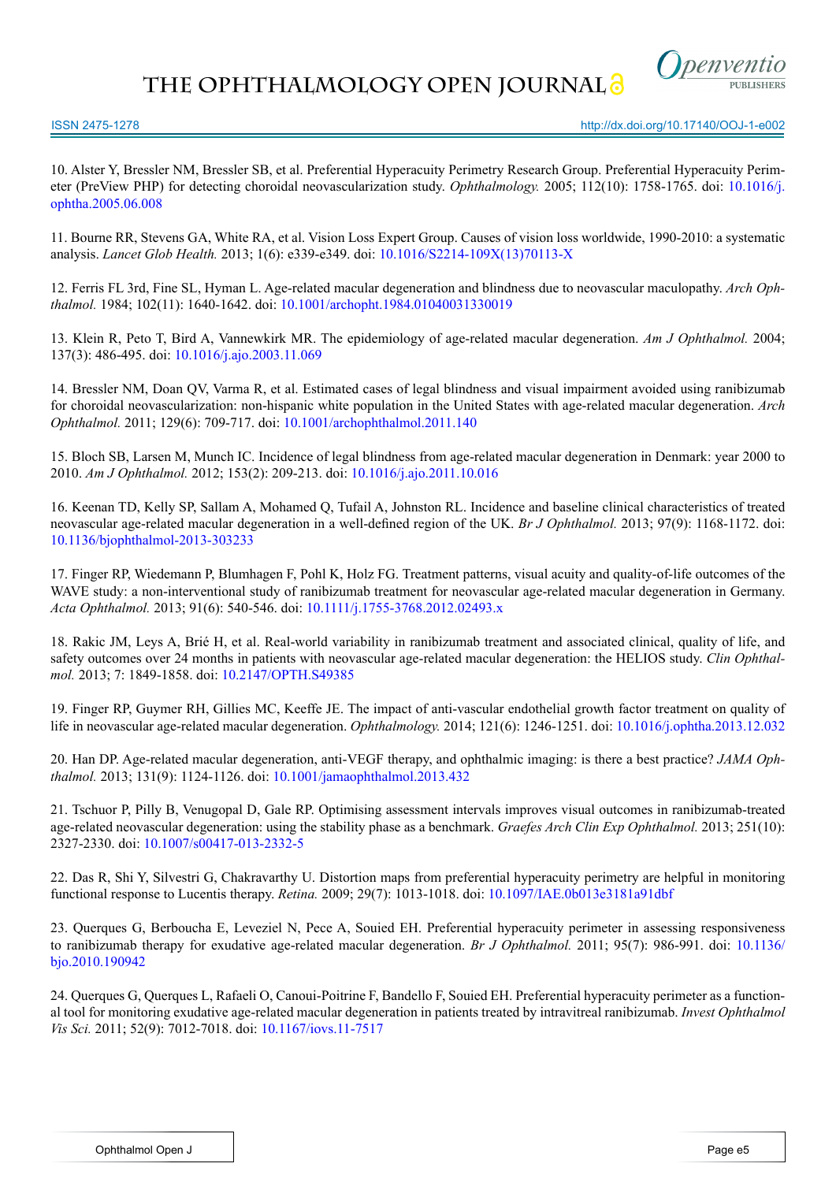10. Alster Y, Bressler NM, Bressler SB, et al. Preferential Hyperacuity Perimetry Research Group. Preferential Hyperacuity Perimeter (PreView PHP) for detecting choroidal neovascularization study. *Ophthalmology.* 2005; 112(10): 1758-1765. doi: 10.1016/j.ophtha.2005.06.008

11. Bourne RR, Stevens GA, White RA, et al. Vision Loss Expert Group. Causes of vision loss worldwide, 1990-2010: a systematic analysis. *Lancet Glob Health.* 2013; 1(6): e339-e349. doi: 10.1016/S2214-109X(13)70113-X

12. Ferris FL 3rd, Fine SL, Hyman L. Age-related macular degeneration and blindness due to neovascular maculopathy. *Arch Ophthalmol.* 1984; 102(11): 1640-1642. doi: 10.1001/archopht.1984.01040031330019

13. Klein R, Peto T, Bird A, Vannewkirk MR. The epidemiology of age-related macular degeneration. *Am J Ophthalmol.* 2004; 137(3): 486-495. doi: 10.1016/j.ajo.2003.11.069

14. Bressler NM, Doan QV, Varma R, et al. Estimated cases of legal blindness and visual impairment avoided using ranibizumab for choroidal neovascularization: non-hispanic white population in the United States with age-related macular degeneration. *Arch Ophthalmol.* 2011; 129(6): 709-717. doi: 10.1001/archophthalmol.2011.140

15. Bloch SB, Larsen M, Munch IC. Incidence of legal blindness from age-related macular degeneration in Denmark: year 2000 to 2010. *Am J Ophthalmol.* 2012; 153(2): 209-213. doi: 10.1016/j.ajo.2011.10.016

16. Keenan TD, Kelly SP, Sallam A, Mohamed Q, Tufail A, Johnston RL. Incidence and baseline clinical characteristics of treated neovascular age-related macular degeneration in a well-defined region of the UK. *Br J Ophthalmol.* 2013; 97(9): 1168-1172. doi: 10.1136/bjophthalmol-2013-303233

17. Finger RP, Wiedemann P, Blumhagen F, Pohl K, Holz FG. Treatment patterns, visual acuity and quality-of-life outcomes of the WAVE study: a non-interventional study of ranibizumab treatment for neovascular age-related macular degeneration in Germany. *Acta Ophthalmol.* 2013; 91(6): 540-546. doi: 10.1111/j.1755-3768.2012.02493.x

18. Rakic JM, Leys A, Brié H, et al. Real-world variability in ranibizumab treatment and associated clinical, quality of life, and safety outcomes over 24 months in patients with neovascular age-related macular degeneration: the HELIOS study. *Clin Ophthalmol.* 2013; 7: 1849-1858. doi: 10.2147/OPTH.S49385

19. Finger RP, Guymer RH, Gillies MC, Keeffe JE. The impact of anti-vascular endothelial growth factor treatment on quality of life in neovascular age-related macular degeneration. *Ophthalmology.* 2014; 121(6): 1246-1251. doi: 10.1016/j.ophtha.2013.12.032

20. Han DP. Age-related macular degeneration, anti-VEGF therapy, and ophthalmic imaging: is there a best practice? *JAMA Ophthalmol.* 2013; 131(9): 1124-1126. doi: 10.1001/jamaophthalmol.2013.432

21. Tschuor P, Pilly B, Venugopal D, Gale RP. Optimising assessment intervals improves visual outcomes in ranibizumab-treated age-related neovascular degeneration: using the stability phase as a benchmark. *Graefes Arch Clin Exp Ophthalmol.* 2013; 251(10): 2327-2330. doi: 10.1007/s00417-013-2332-5

22. Das R, Shi Y, Silvestri G, Chakravarthy U. Distortion maps from preferential hyperacuity perimetry are helpful in monitoring functional response to Lucentis therapy. *Retina.* 2009; 29(7): 1013-1018. doi: 10.1097/IAE.0b013e3181a91dbf

23. Querques G, Berboucha E, Leveziel N, Pece A, Souied EH. Preferential hyperacuity perimeter in assessing responsiveness to ranibizumab therapy for exudative age-related macular degeneration. *Br J Ophthalmol.* 2011; 95(7): 986-991. doi: 10.1136/bjo.2010.190942

24. Querques G, Querques L, Rafaeli O, Canoui-Poitrine F, Bandello F, Souied EH. Preferential hyperacuity perimeter as a functional tool for monitoring exudative age-related macular degeneration in patients treated by intravitreal ranibizumab. *Invest Ophthalmol Vis Sci.* 2011; 52(9): 7012-7018. doi: 10.1167/iovs.11-7517